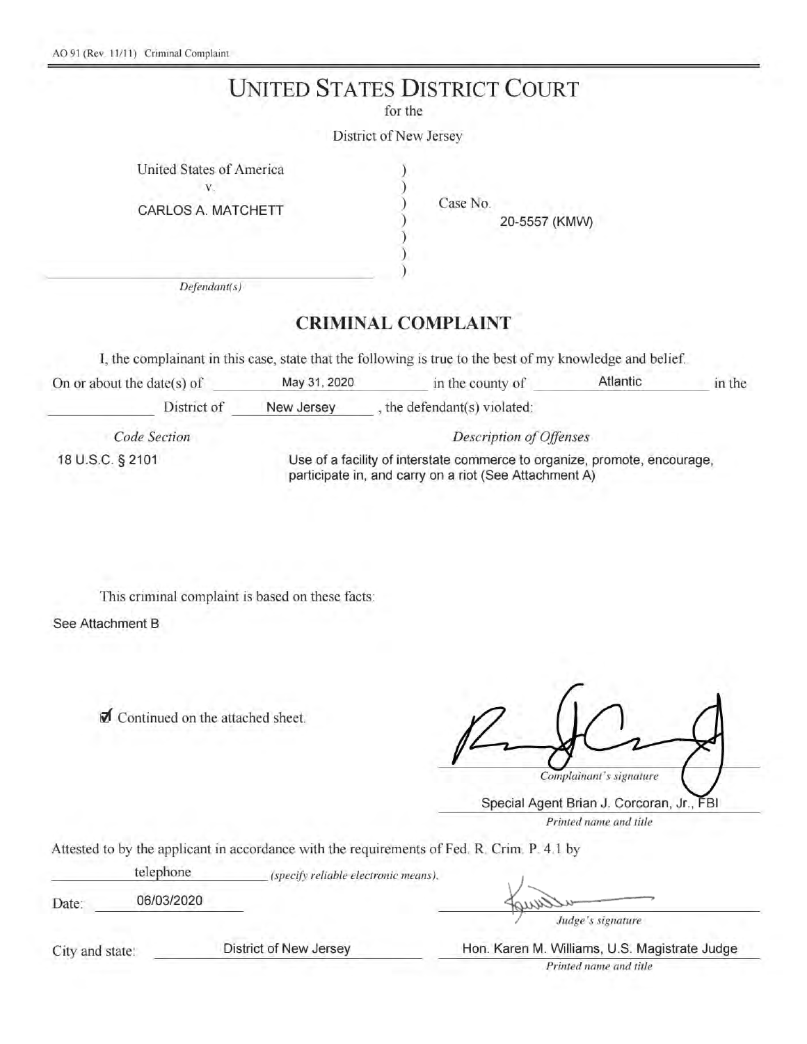AO 91 (Rev. 11/11) Criminal Complaint

# UNITED STATES DISTRICT COURT

for the

District of New Jersey

United States of America
v.
CARLOS A. MATCHETT

*Defendant(s)*

Case No. 20-5557 (KMW)

## CRIMINAL COMPLAINT

I, the complainant in this case, state that the following is true to the best of my knowledge and belief.

On or about the date(s) of May 31, 2020 in the county of Atlantic in the District of New Jersey, the defendant(s) violated:

| *Code Section* | *Description of Offenses* |
|---|---|
| 18 U.S.C. § 2101 | Use of a facility of interstate commerce to organize, promote, encourage, participate in, and carry on a riot (See Attachment A) |

This criminal complaint is based on these facts:

See Attachment B

☑ Continued on the attached sheet.

*Complainant's signature*

Special Agent Brian J. Corcoran, Jr., FBI
*Printed name and title*

Attested to by the applicant in accordance with the requirements of Fed. R. Crim. P. 4.1 by telephone *(specify reliable electronic means)*.

Date: 06/03/2020

*Judge's signature*

City and state: District of New Jersey

Hon. Karen M. Williams, U.S. Magistrate Judge
*Printed name and title*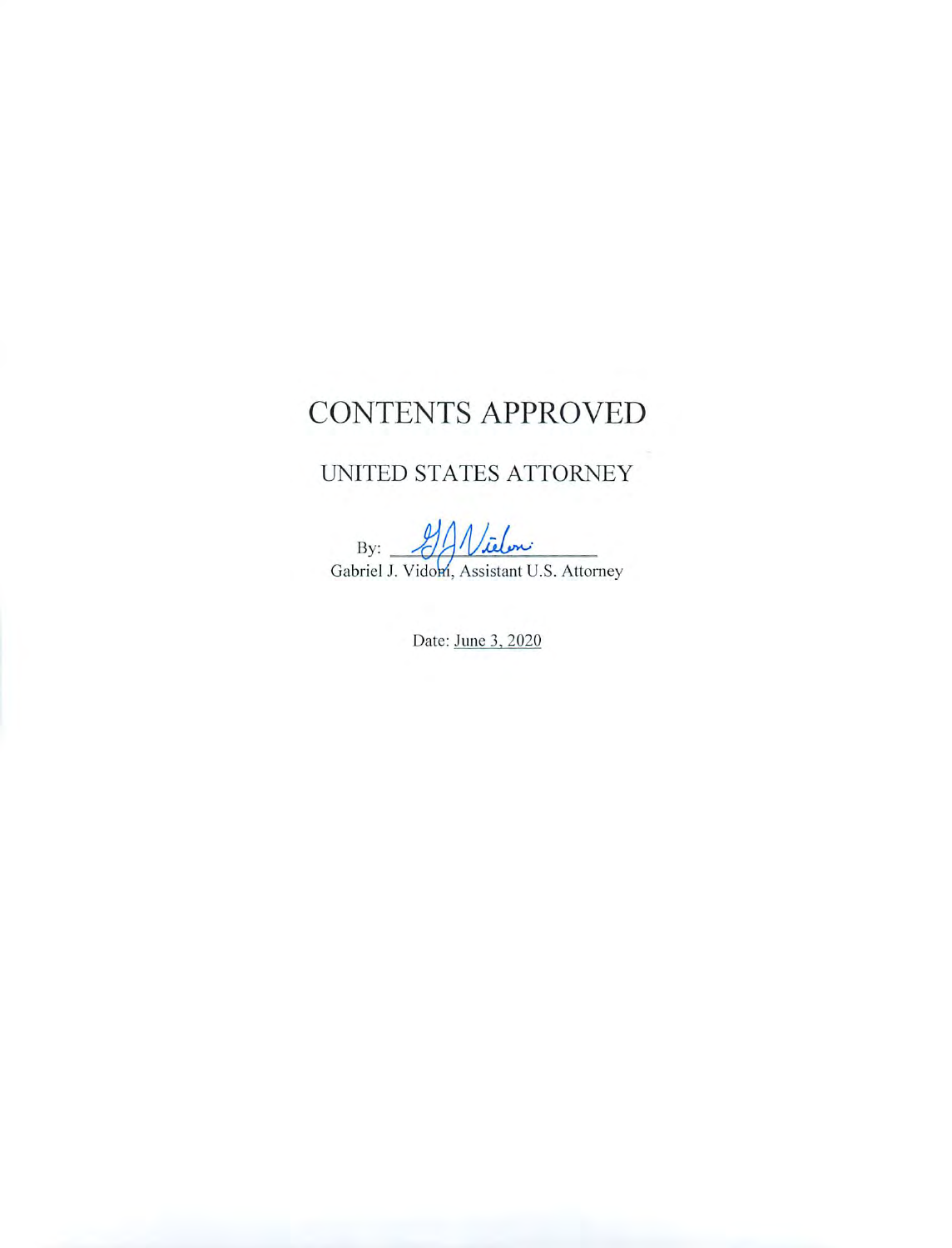# CONTENTS APPROVED

## UNITED STATES ATTORNEY

By: ______________________

Gabriel J. Vidoni, Assistant U.S. Attorney

Date: June 3, 2020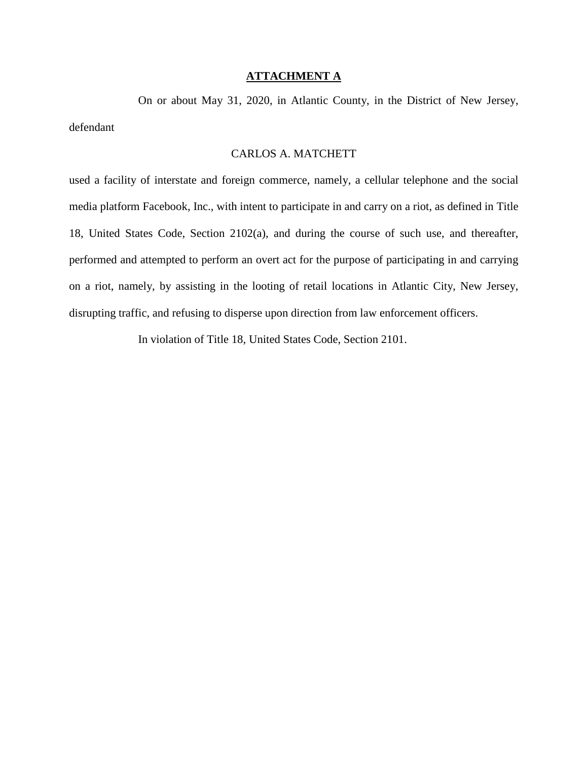# **ATTACHMENT A**

On or about May 31, 2020, in Atlantic County, in the District of New Jersey, defendant

CARLOS A. MATCHETT

used a facility of interstate and foreign commerce, namely, a cellular telephone and the social media platform Facebook, Inc., with intent to participate in and carry on a riot, as defined in Title 18, United States Code, Section 2102(a), and during the course of such use, and thereafter, performed and attempted to perform an overt act for the purpose of participating in and carrying on a riot, namely, by assisting in the looting of retail locations in Atlantic City, New Jersey, disrupting traffic, and refusing to disperse upon direction from law enforcement officers.

In violation of Title 18, United States Code, Section 2101.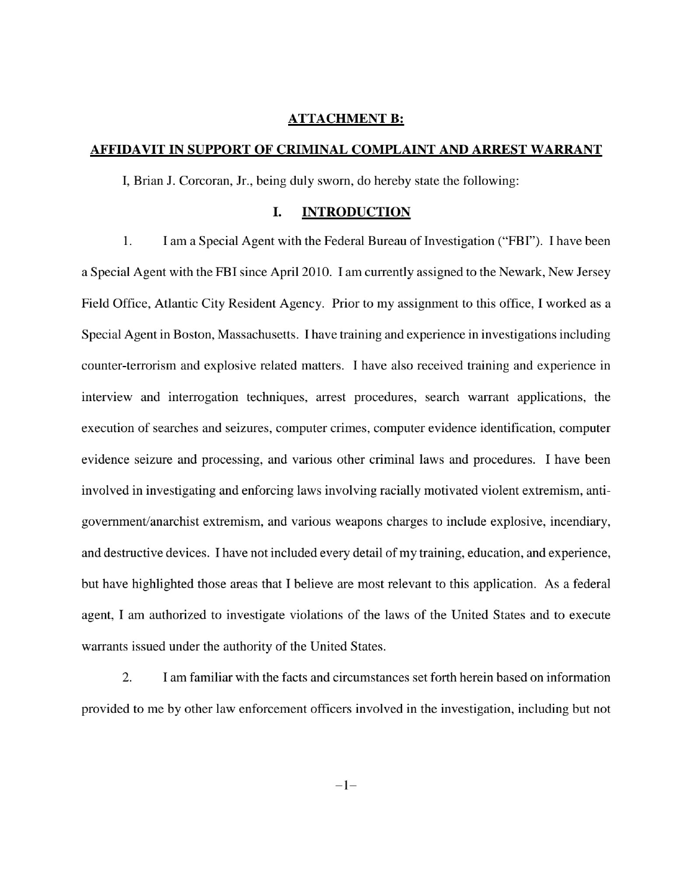**ATTACHMENT B:**

**AFFIDAVIT IN SUPPORT OF CRIMINAL COMPLAINT AND ARREST WARRANT**

I, Brian J. Corcoran, Jr., being duly sworn, do hereby state the following:

## I. INTRODUCTION

1. I am a Special Agent with the Federal Bureau of Investigation ("FBI"). I have been a Special Agent with the FBI since April 2010. I am currently assigned to the Newark, New Jersey Field Office, Atlantic City Resident Agency. Prior to my assignment to this office, I worked as a Special Agent in Boston, Massachusetts. I have training and experience in investigations including counter-terrorism and explosive related matters. I have also received training and experience in interview and interrogation techniques, arrest procedures, search warrant applications, the execution of searches and seizures, computer crimes, computer evidence identification, computer evidence seizure and processing, and various other criminal laws and procedures. I have been involved in investigating and enforcing laws involving racially motivated violent extremism, anti-government/anarchist extremism, and various weapons charges to include explosive, incendiary, and destructive devices. I have not included every detail of my training, education, and experience, but have highlighted those areas that I believe are most relevant to this application. As a federal agent, I am authorized to investigate violations of the laws of the United States and to execute warrants issued under the authority of the United States.

2. I am familiar with the facts and circumstances set forth herein based on information provided to me by other law enforcement officers involved in the investigation, including but not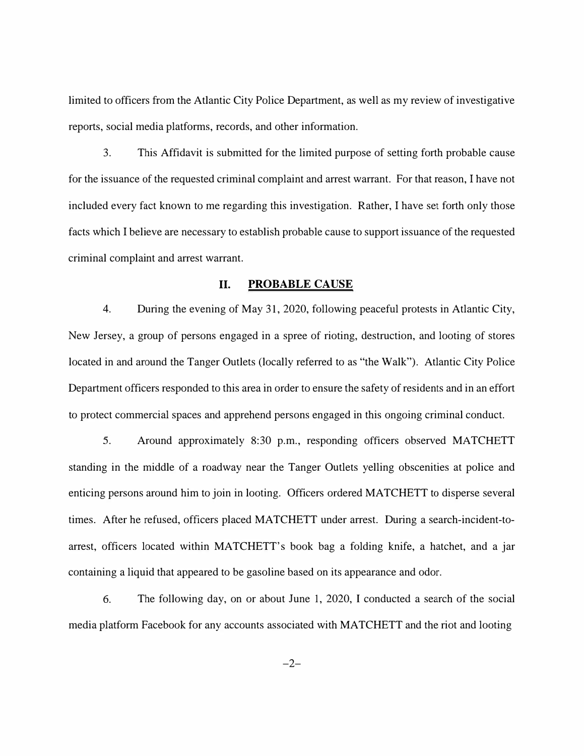limited to officers from the Atlantic City Police Department, as well as my review of investigative reports, social media platforms, records, and other information.

3. This Affidavit is submitted for the limited purpose of setting forth probable cause for the issuance of the requested criminal complaint and arrest warrant. For that reason, I have not included every fact known to me regarding this investigation. Rather, I have set forth only those facts which I believe are necessary to establish probable cause to support issuance of the requested criminal complaint and arrest warrant.

## II. PROBABLE CAUSE

4. During the evening of May 31, 2020, following peaceful protests in Atlantic City, New Jersey, a group of persons engaged in a spree of rioting, destruction, and looting of stores located in and around the Tanger Outlets (locally referred to as "the Walk"). Atlantic City Police Department officers responded to this area in order to ensure the safety of residents and in an effort to protect commercial spaces and apprehend persons engaged in this ongoing criminal conduct.

5. Around approximately 8:30 p.m., responding officers observed MATCHETT standing in the middle of a roadway near the Tanger Outlets yelling obscenities at police and enticing persons around him to join in looting. Officers ordered MATCHETT to disperse several times. After he refused, officers placed MATCHETT under arrest. During a search-incident-to-arrest, officers located within MATCHETT's book bag a folding knife, a hatchet, and a jar containing a liquid that appeared to be gasoline based on its appearance and odor.

6. The following day, on or about June 1, 2020, I conducted a search of the social media platform Facebook for any accounts associated with MATCHETT and the riot and looting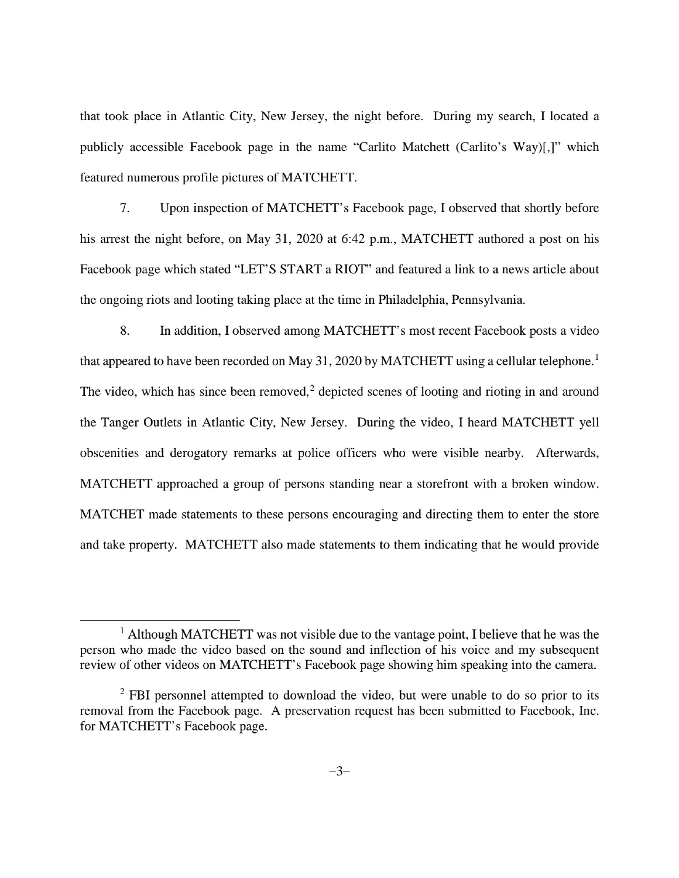that took place in Atlantic City, New Jersey, the night before. During my search, I located a publicly accessible Facebook page in the name "Carlito Matchett (Carlito's Way)[,]" which featured numerous profile pictures of MATCHETT.

7. Upon inspection of MATCHETT's Facebook page, I observed that shortly before his arrest the night before, on May 31, 2020 at 6:42 p.m., MATCHETT authored a post on his Facebook page which stated "LET'S START a RIOT" and featured a link to a news article about the ongoing riots and looting taking place at the time in Philadelphia, Pennsylvania.

8. In addition, I observed among MATCHETT's most recent Facebook posts a video that appeared to have been recorded on May 31, 2020 by MATCHETT using a cellular telephone.[1] The video, which has since been removed,[2] depicted scenes of looting and rioting in and around the Tanger Outlets in Atlantic City, New Jersey. During the video, I heard MATCHETT yell obscenities and derogatory remarks at police officers who were visible nearby. Afterwards, MATCHETT approached a group of persons standing near a storefront with a broken window. MATCHET made statements to these persons encouraging and directing them to enter the store and take property. MATCHETT also made statements to them indicating that he would provide

---

[1] Although MATCHETT was not visible due to the vantage point, I believe that he was the person who made the video based on the sound and inflection of his voice and my subsequent review of other videos on MATCHETT's Facebook page showing him speaking into the camera.

[2] FBI personnel attempted to download the video, but were unable to do so prior to its removal from the Facebook page. A preservation request has been submitted to Facebook, Inc. for MATCHETT's Facebook page.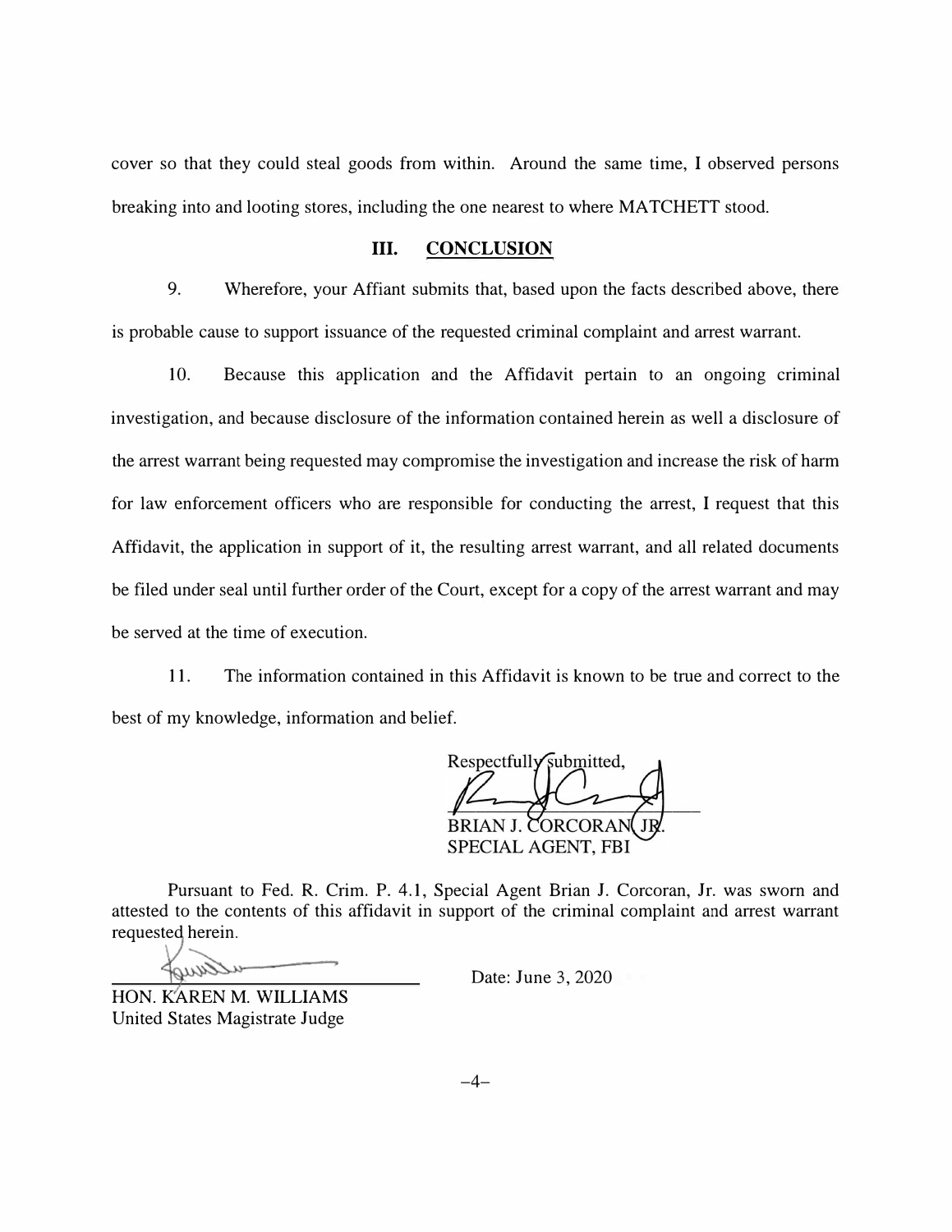cover so that they could steal goods from within. Around the same time, I observed persons breaking into and looting stores, including the one nearest to where MATCHETT stood.

## III. CONCLUSION

9. Wherefore, your Affiant submits that, based upon the facts described above, there is probable cause to support issuance of the requested criminal complaint and arrest warrant.

10. Because this application and the Affidavit pertain to an ongoing criminal investigation, and because disclosure of the information contained herein as well a disclosure of the arrest warrant being requested may compromise the investigation and increase the risk of harm for law enforcement officers who are responsible for conducting the arrest, I request that this Affidavit, the application in support of it, the resulting arrest warrant, and all related documents be filed under seal until further order of the Court, except for a copy of the arrest warrant and may be served at the time of execution.

11. The information contained in this Affidavit is known to be true and correct to the best of my knowledge, information and belief.

Respectfully submitted,

BRIAN J. CORCORAN JR.
SPECIAL AGENT, FBI

Pursuant to Fed. R. Crim. P. 4.1, Special Agent Brian J. Corcoran, Jr. was sworn and attested to the contents of this affidavit in support of the criminal complaint and arrest warrant requested herein.

HON. KAREN M. WILLIAMS
United States Magistrate Judge

Date: June 3, 2020